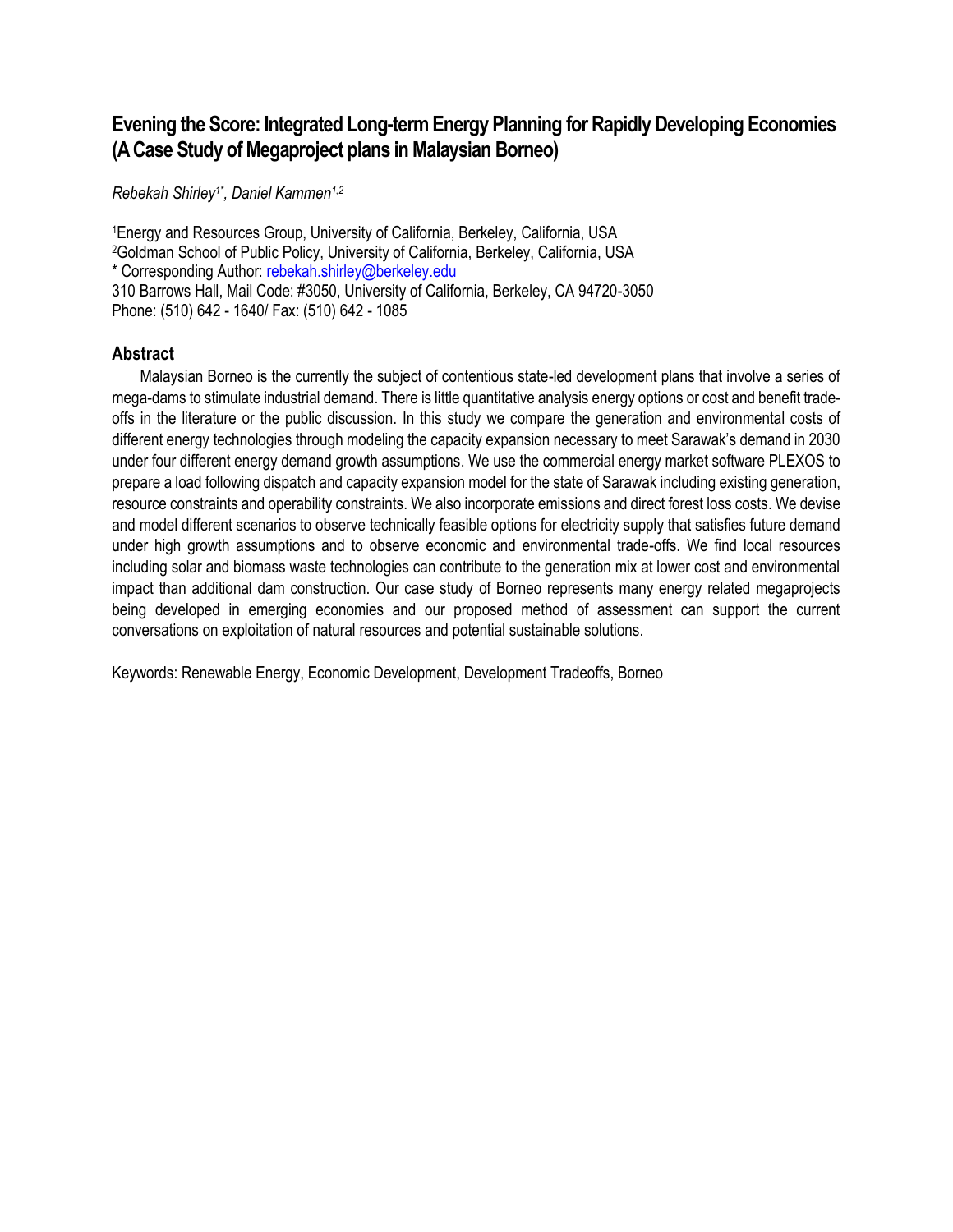# Evening the Score: Integrated Long-term Energy Planning for Rapidly Developing Economies (A Case Study of Megaproject plans in Malaysian Borneo)

*Rebekah Shirley[1*], Daniel Kammen[1,2]*

[1]Energy and Resources Group, University of California, Berkeley, California, USA
[2]Goldman School of Public Policy, University of California, Berkeley, California, USA
* Corresponding Author: rebekah.shirley@berkeley.edu
310 Barrows Hall, Mail Code: #3050, University of California, Berkeley, CA 94720-3050
Phone: (510) 642 - 1640/ Fax: (510) 642 - 1085

## Abstract

Malaysian Borneo is the currently the subject of contentious state-led development plans that involve a series of mega-dams to stimulate industrial demand. There is little quantitative analysis energy options or cost and benefit trade-offs in the literature or the public discussion. In this study we compare the generation and environmental costs of different energy technologies through modeling the capacity expansion necessary to meet Sarawak's demand in 2030 under four different energy demand growth assumptions. We use the commercial energy market software PLEXOS to prepare a load following dispatch and capacity expansion model for the state of Sarawak including existing generation, resource constraints and operability constraints. We also incorporate emissions and direct forest loss costs. We devise and model different scenarios to observe technically feasible options for electricity supply that satisfies future demand under high growth assumptions and to observe economic and environmental trade-offs. We find local resources including solar and biomass waste technologies can contribute to the generation mix at lower cost and environmental impact than additional dam construction. Our case study of Borneo represents many energy related megaprojects being developed in emerging economies and our proposed method of assessment can support the current conversations on exploitation of natural resources and potential sustainable solutions.

Keywords: Renewable Energy, Economic Development, Development Tradeoffs, Borneo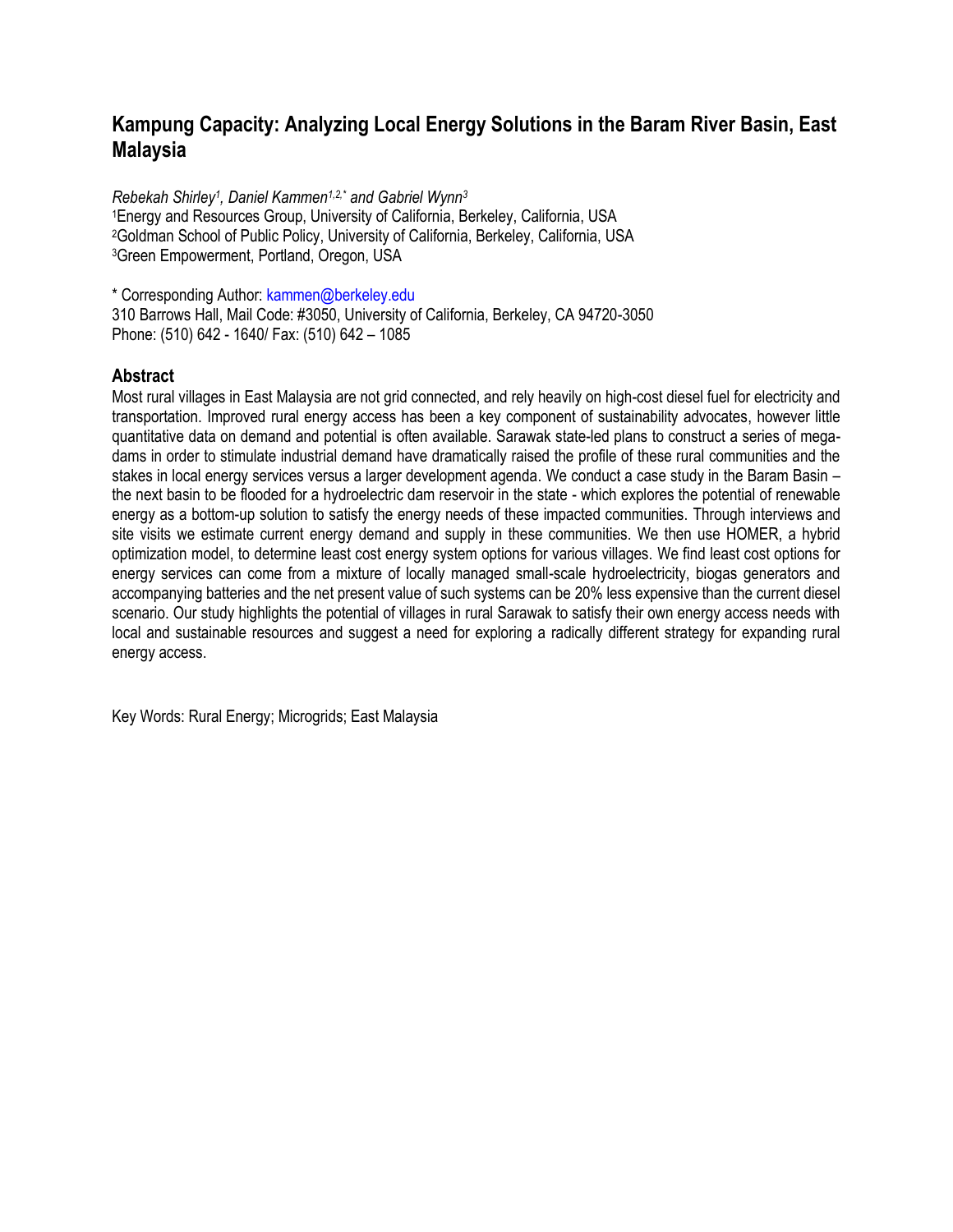# Kampung Capacity: Analyzing Local Energy Solutions in the Baram River Basin, East Malaysia

*Rebekah Shirley[1], Daniel Kammen[1,2,*] and Gabriel Wynn[3]*

[1]Energy and Resources Group, University of California, Berkeley, California, USA
[2]Goldman School of Public Policy, University of California, Berkeley, California, USA
[3]Green Empowerment, Portland, Oregon, USA

* Corresponding Author: kammen@berkeley.edu
310 Barrows Hall, Mail Code: #3050, University of California, Berkeley, CA 94720-3050
Phone: (510) 642 - 1640/ Fax: (510) 642 – 1085

## Abstract

Most rural villages in East Malaysia are not grid connected, and rely heavily on high-cost diesel fuel for electricity and transportation. Improved rural energy access has been a key component of sustainability advocates, however little quantitative data on demand and potential is often available. Sarawak state-led plans to construct a series of mega-dams in order to stimulate industrial demand have dramatically raised the profile of these rural communities and the stakes in local energy services versus a larger development agenda. We conduct a case study in the Baram Basin – the next basin to be flooded for a hydroelectric dam reservoir in the state - which explores the potential of renewable energy as a bottom-up solution to satisfy the energy needs of these impacted communities. Through interviews and site visits we estimate current energy demand and supply in these communities. We then use HOMER, a hybrid optimization model, to determine least cost energy system options for various villages. We find least cost options for energy services can come from a mixture of locally managed small-scale hydroelectricity, biogas generators and accompanying batteries and the net present value of such systems can be 20% less expensive than the current diesel scenario. Our study highlights the potential of villages in rural Sarawak to satisfy their own energy access needs with local and sustainable resources and suggest a need for exploring a radically different strategy for expanding rural energy access.

Key Words: Rural Energy; Microgrids; East Malaysia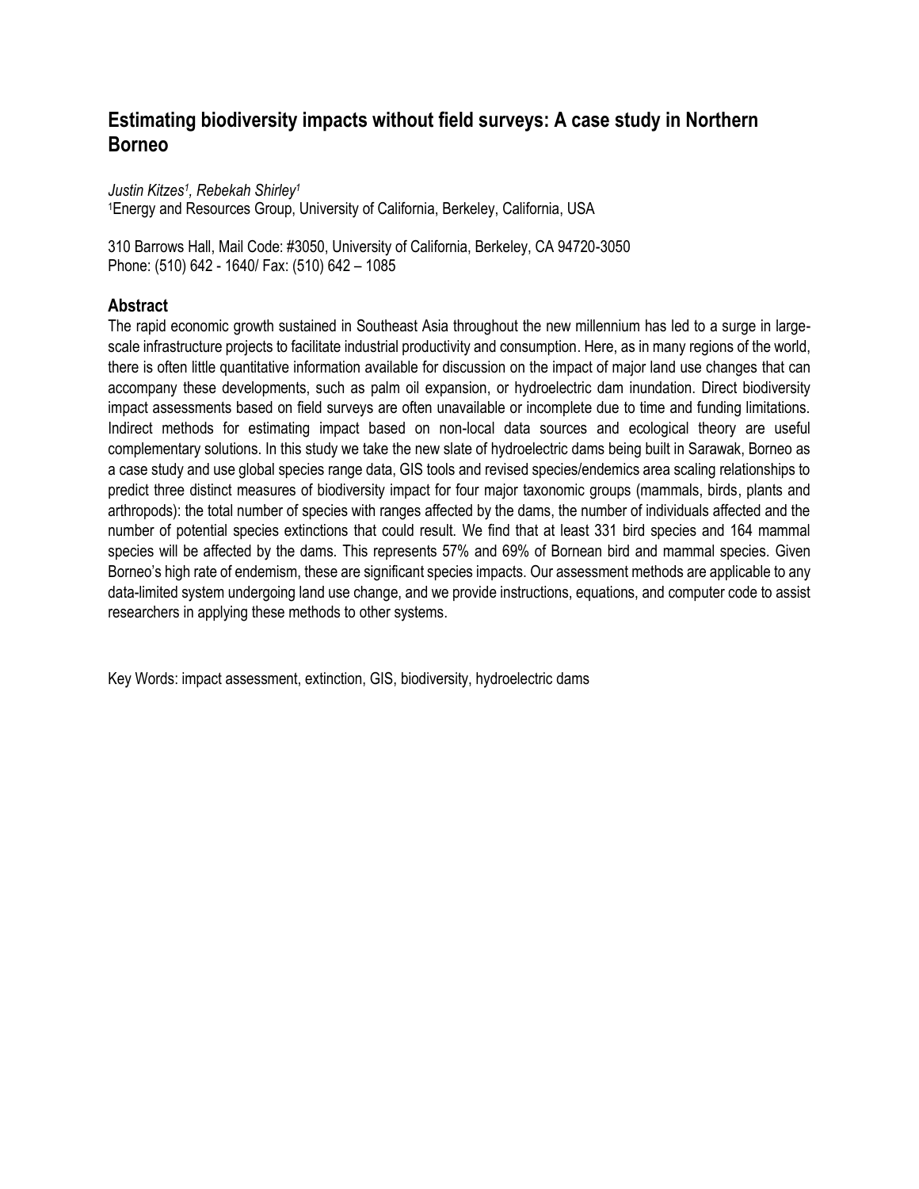## Estimating biodiversity impacts without field surveys: A case study in Northern Borneo

*Justin Kitzes[1], Rebekah Shirley[1]*

[1]Energy and Resources Group, University of California, Berkeley, California, USA

310 Barrows Hall, Mail Code: #3050, University of California, Berkeley, CA 94720-3050
Phone: (510) 642 - 1640/ Fax: (510) 642 – 1085

### Abstract

The rapid economic growth sustained in Southeast Asia throughout the new millennium has led to a surge in large-scale infrastructure projects to facilitate industrial productivity and consumption. Here, as in many regions of the world, there is often little quantitative information available for discussion on the impact of major land use changes that can accompany these developments, such as palm oil expansion, or hydroelectric dam inundation. Direct biodiversity impact assessments based on field surveys are often unavailable or incomplete due to time and funding limitations. Indirect methods for estimating impact based on non-local data sources and ecological theory are useful complementary solutions. In this study we take the new slate of hydroelectric dams being built in Sarawak, Borneo as a case study and use global species range data, GIS tools and revised species/endemics area scaling relationships to predict three distinct measures of biodiversity impact for four major taxonomic groups (mammals, birds, plants and arthropods): the total number of species with ranges affected by the dams, the number of individuals affected and the number of potential species extinctions that could result. We find that at least 331 bird species and 164 mammal species will be affected by the dams. This represents 57% and 69% of Bornean bird and mammal species. Given Borneo's high rate of endemism, these are significant species impacts. Our assessment methods are applicable to any data-limited system undergoing land use change, and we provide instructions, equations, and computer code to assist researchers in applying these methods to other systems.

Key Words: impact assessment, extinction, GIS, biodiversity, hydroelectric dams